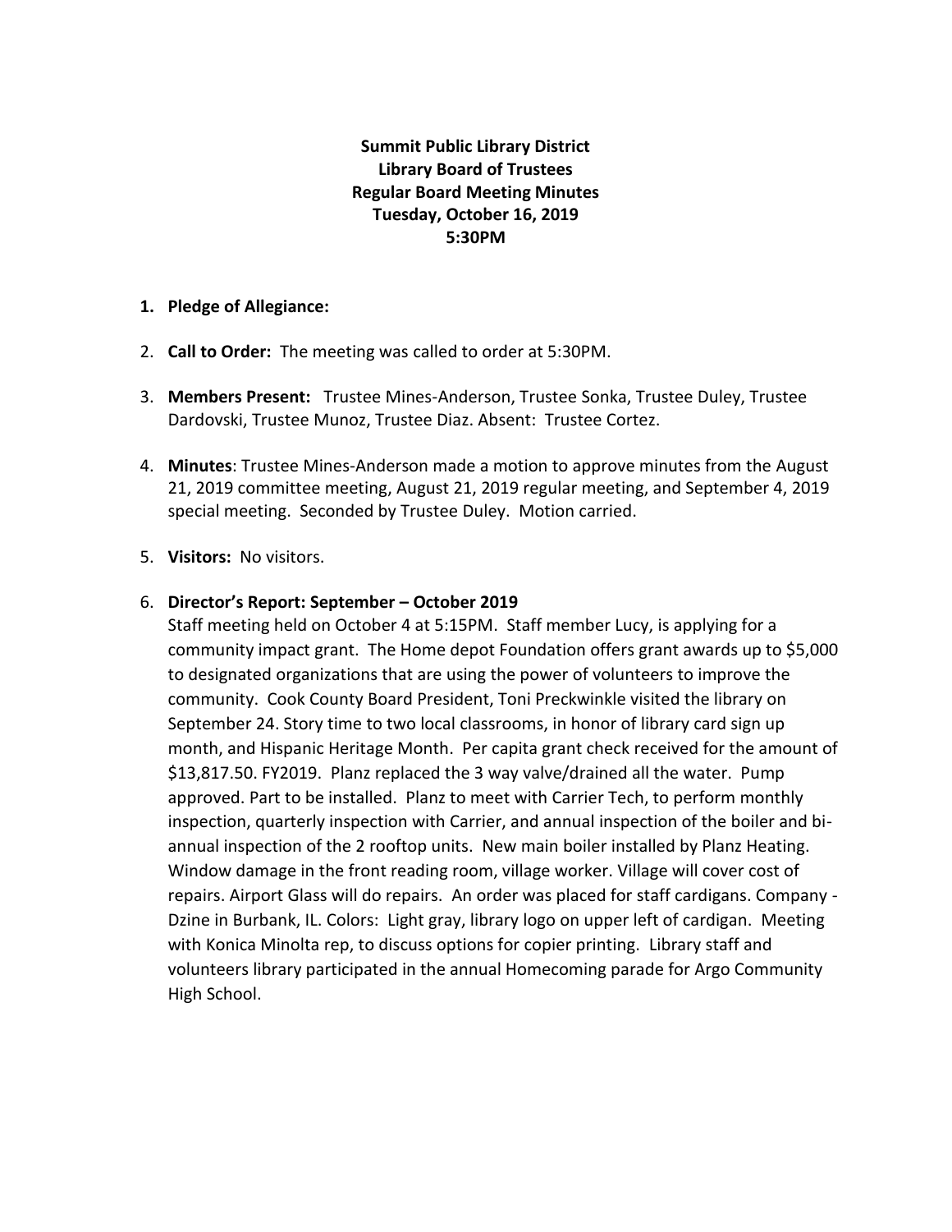**Summit Public Library District**
**Library Board of Trustees**
**Regular Board Meeting Minutes**
**Tuesday, October 16, 2019**
**5:30PM**

1. **Pledge of Allegiance:**

2. **Call to Order:** The meeting was called to order at 5:30PM.

3. **Members Present:** Trustee Mines-Anderson, Trustee Sonka, Trustee Duley, Trustee Dardovski, Trustee Munoz, Trustee Diaz. Absent: Trustee Cortez.

4. **Minutes**: Trustee Mines-Anderson made a motion to approve minutes from the August 21, 2019 committee meeting, August 21, 2019 regular meeting, and September 4, 2019 special meeting. Seconded by Trustee Duley. Motion carried.

5. **Visitors:** No visitors.

6. **Director's Report: September – October 2019**
   Staff meeting held on October 4 at 5:15PM. Staff member Lucy, is applying for a community impact grant. The Home depot Foundation offers grant awards up to $5,000 to designated organizations that are using the power of volunteers to improve the community. Cook County Board President, Toni Preckwinkle visited the library on September 24. Story time to two local classrooms, in honor of library card sign up month, and Hispanic Heritage Month. Per capita grant check received for the amount of $13,817.50. FY2019. Planz replaced the 3 way valve/drained all the water. Pump approved. Part to be installed. Planz to meet with Carrier Tech, to perform monthly inspection, quarterly inspection with Carrier, and annual inspection of the boiler and bi-annual inspection of the 2 rooftop units. New main boiler installed by Planz Heating. Window damage in the front reading room, village worker. Village will cover cost of repairs. Airport Glass will do repairs. An order was placed for staff cardigans. Company - Dzine in Burbank, IL. Colors: Light gray, library logo on upper left of cardigan. Meeting with Konica Minolta rep, to discuss options for copier printing. Library staff and volunteers library participated in the annual Homecoming parade for Argo Community High School.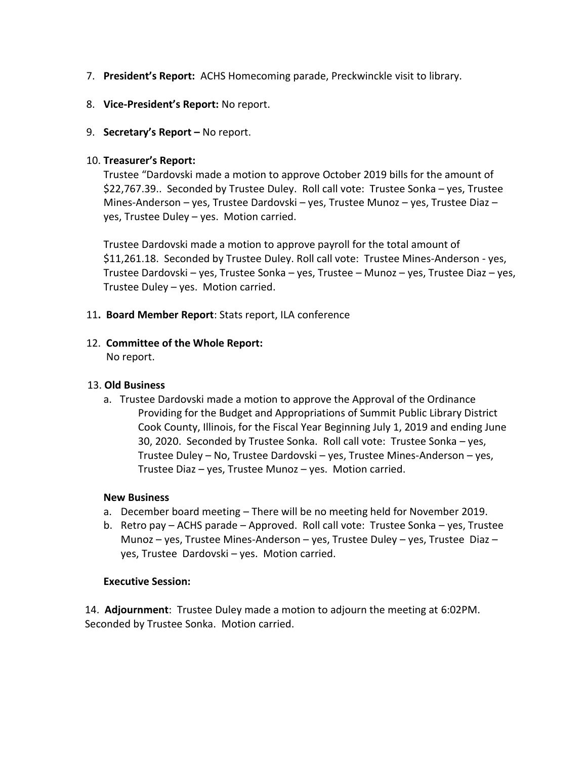7. **President's Report:** ACHS Homecoming parade, Preckwinckle visit to library.

8. **Vice-President's Report:** No report.

9. **Secretary's Report –** No report.

10. **Treasurer's Report:**
    Trustee "Dardovski made a motion to approve October 2019 bills for the amount of $22,767.39.. Seconded by Trustee Duley. Roll call vote: Trustee Sonka – yes, Trustee Mines-Anderson – yes, Trustee Dardovski – yes, Trustee Munoz – yes, Trustee Diaz – yes, Trustee Duley – yes. Motion carried.

    Trustee Dardovski made a motion to approve payroll for the total amount of $11,261.18. Seconded by Trustee Duley. Roll call vote: Trustee Mines-Anderson - yes, Trustee Dardovski – yes, Trustee Sonka – yes, Trustee – Munoz – yes, Trustee Diaz – yes, Trustee Duley – yes. Motion carried.

11. **Board Member Report**: Stats report, ILA conference

12. **Committee of the Whole Report:**
    No report.

13. **Old Business**
    a. Trustee Dardovski made a motion to approve the Approval of the Ordinance Providing for the Budget and Appropriations of Summit Public Library District Cook County, Illinois, for the Fiscal Year Beginning July 1, 2019 and ending June 30, 2020. Seconded by Trustee Sonka. Roll call vote: Trustee Sonka – yes, Trustee Duley – No, Trustee Dardovski – yes, Trustee Mines-Anderson – yes, Trustee Diaz – yes, Trustee Munoz – yes. Motion carried.

    **New Business**
    a. December board meeting – There will be no meeting held for November 2019.
    b. Retro pay – ACHS parade – Approved. Roll call vote: Trustee Sonka – yes, Trustee Munoz – yes, Trustee Mines-Anderson – yes, Trustee Duley – yes, Trustee Diaz – yes, Trustee Dardovski – yes. Motion carried.

    **Executive Session:**

14. **Adjournment**: Trustee Duley made a motion to adjourn the meeting at 6:02PM. Seconded by Trustee Sonka. Motion carried.